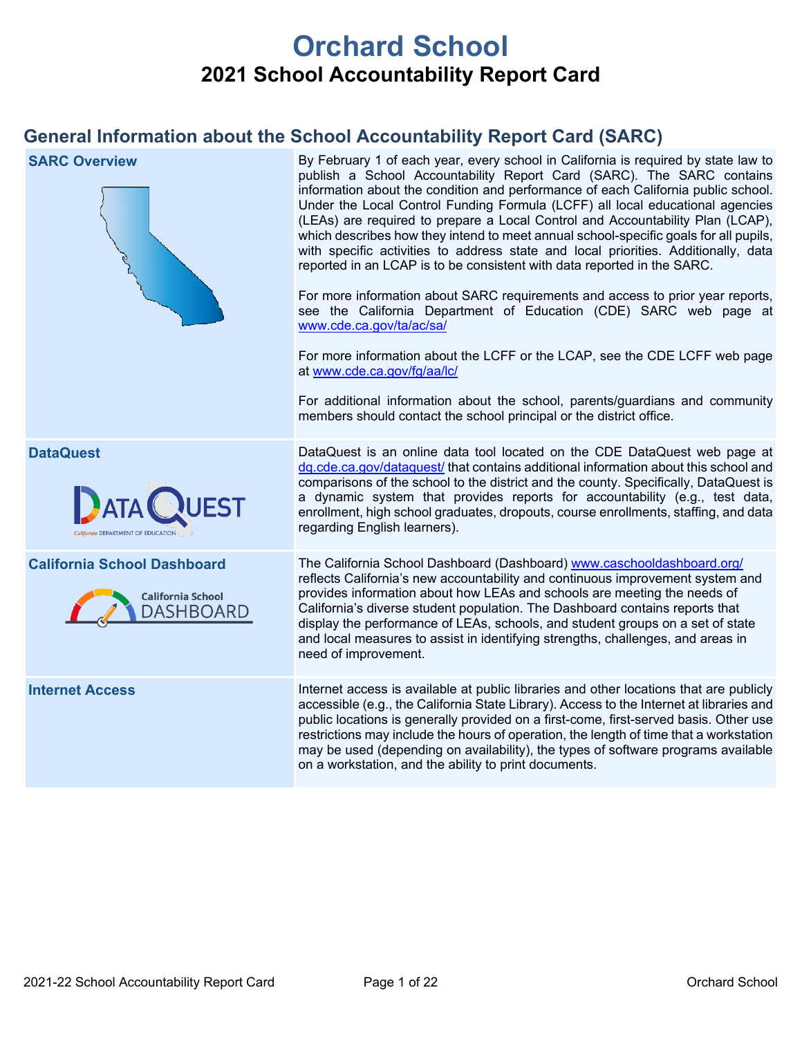# Orchard School

## 2021 School Accountability Report Card

## General Information about the School Accountability Report Card (SARC)

| | |
|---|---|
| **SARC Overview** | By February 1 of each year, every school in California is required by state law to publish a School Accountability Report Card (SARC). The SARC contains information about the condition and performance of each California public school. Under the Local Control Funding Formula (LCFF) all local educational agencies (LEAs) are required to prepare a Local Control and Accountability Plan (LCAP), which describes how they intend to meet annual school-specific goals for all pupils, with specific activities to address state and local priorities. Additionally, data reported in an LCAP is to be consistent with data reported in the SARC.<br><br>For more information about SARC requirements and access to prior year reports, see the California Department of Education (CDE) SARC web page at www.cde.ca.gov/ta/ac/sa/<br><br>For more information about the LCFF or the LCAP, see the CDE LCFF web page at www.cde.ca.gov/fg/aa/lc/<br><br>For additional information about the school, parents/guardians and community members should contact the school principal or the district office. |
| **DataQuest** | DataQuest is an online data tool located on the CDE DataQuest web page at dq.cde.ca.gov/dataquest/ that contains additional information about this school and comparisons of the school to the district and the county. Specifically, DataQuest is a dynamic system that provides reports for accountability (e.g., test data, enrollment, high school graduates, dropouts, course enrollments, staffing, and data regarding English learners). |
| **California School Dashboard** | The California School Dashboard (Dashboard) www.caschooldashboard.org/ reflects California's new accountability and continuous improvement system and provides information about how LEAs and schools are meeting the needs of California's diverse student population. The Dashboard contains reports that display the performance of LEAs, schools, and student groups on a set of state and local measures to assist in identifying strengths, challenges, and areas in need of improvement. |
| **Internet Access** | Internet access is available at public libraries and other locations that are publicly accessible (e.g., the California State Library). Access to the Internet at libraries and public locations is generally provided on a first-come, first-served basis. Other use restrictions may include the hours of operation, the length of time that a workstation may be used (depending on availability), the types of software programs available on a workstation, and the ability to print documents. |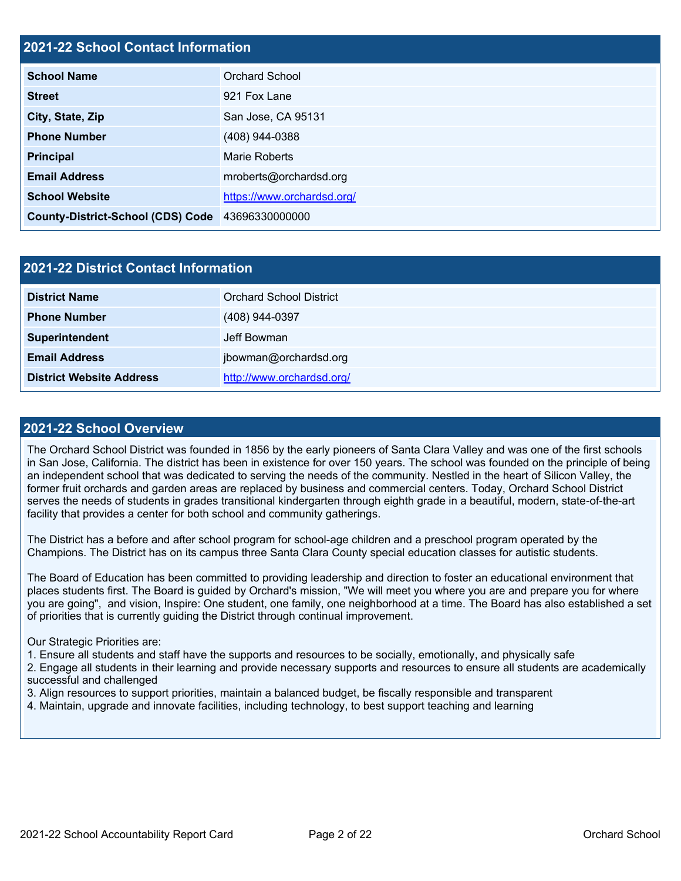## 2021-22 School Contact Information

| | |
|---|---|
| **School Name** | Orchard School |
| **Street** | 921 Fox Lane |
| **City, State, Zip** | San Jose, CA 95131 |
| **Phone Number** | (408) 944-0388 |
| **Principal** | Marie Roberts |
| **Email Address** | mroberts@orchardsd.org |
| **School Website** | https://www.orchardsd.org/ |
| **County-District-School (CDS) Code** | 43696330000000 |

## 2021-22 District Contact Information

| | |
|---|---|
| **District Name** | Orchard School District |
| **Phone Number** | (408) 944-0397 |
| **Superintendent** | Jeff Bowman |
| **Email Address** | jbowman@orchardsd.org |
| **District Website Address** | http://www.orchardsd.org/ |

## 2021-22 School Overview

The Orchard School District was founded in 1856 by the early pioneers of Santa Clara Valley and was one of the first schools in San Jose, California. The district has been in existence for over 150 years. The school was founded on the principle of being an independent school that was dedicated to serving the needs of the community. Nestled in the heart of Silicon Valley, the former fruit orchards and garden areas are replaced by business and commercial centers. Today, Orchard School District serves the needs of students in grades transitional kindergarten through eighth grade in a beautiful, modern, state-of-the-art facility that provides a center for both school and community gatherings.

The District has a before and after school program for school-age children and a preschool program operated by the Champions. The District has on its campus three Santa Clara County special education classes for autistic students.

The Board of Education has been committed to providing leadership and direction to foster an educational environment that places students first. The Board is guided by Orchard's mission, "We will meet you where you are and prepare you for where you are going", and vision, Inspire: One student, one family, one neighborhood at a time. The Board has also established a set of priorities that is currently guiding the District through continual improvement.

Our Strategic Priorities are:
1. Ensure all students and staff have the supports and resources to be socially, emotionally, and physically safe
2. Engage all students in their learning and provide necessary supports and resources to ensure all students are academically successful and challenged
3. Align resources to support priorities, maintain a balanced budget, be fiscally responsible and transparent
4. Maintain, upgrade and innovate facilities, including technology, to best support teaching and learning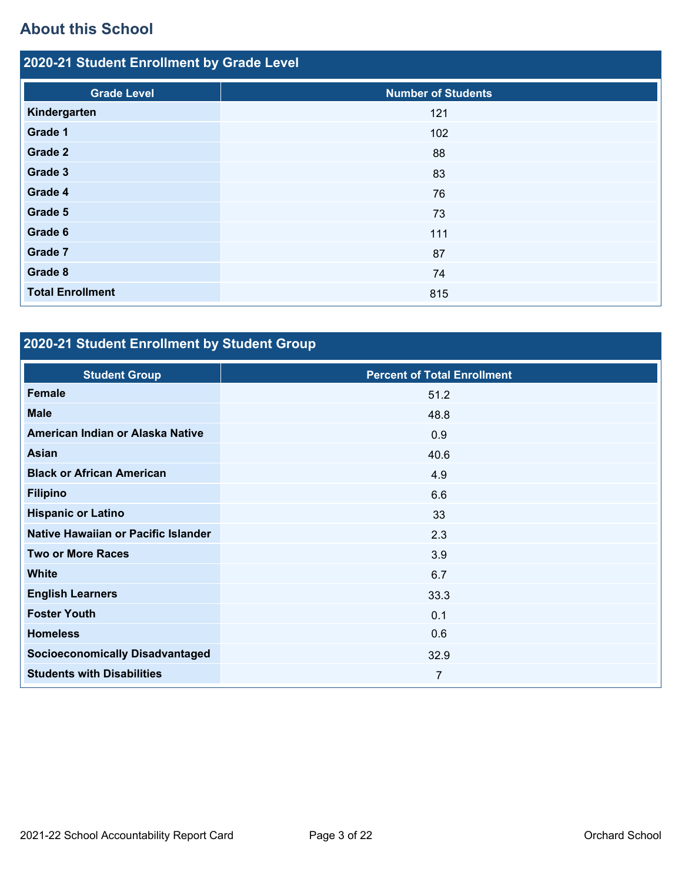## About this School

### 2020-21 Student Enrollment by Grade Level

| Grade Level | Number of Students |
|---|---|
| **Kindergarten** | 121 |
| **Grade 1** | 102 |
| **Grade 2** | 88 |
| **Grade 3** | 83 |
| **Grade 4** | 76 |
| **Grade 5** | 73 |
| **Grade 6** | 111 |
| **Grade 7** | 87 |
| **Grade 8** | 74 |
| **Total Enrollment** | 815 |

### 2020-21 Student Enrollment by Student Group

| Student Group | Percent of Total Enrollment |
|---|---|
| **Female** | 51.2 |
| **Male** | 48.8 |
| **American Indian or Alaska Native** | 0.9 |
| **Asian** | 40.6 |
| **Black or African American** | 4.9 |
| **Filipino** | 6.6 |
| **Hispanic or Latino** | 33 |
| **Native Hawaiian or Pacific Islander** | 2.3 |
| **Two or More Races** | 3.9 |
| **White** | 6.7 |
| **English Learners** | 33.3 |
| **Foster Youth** | 0.1 |
| **Homeless** | 0.6 |
| **Socioeconomically Disadvantaged** | 32.9 |
| **Students with Disabilities** | 7 |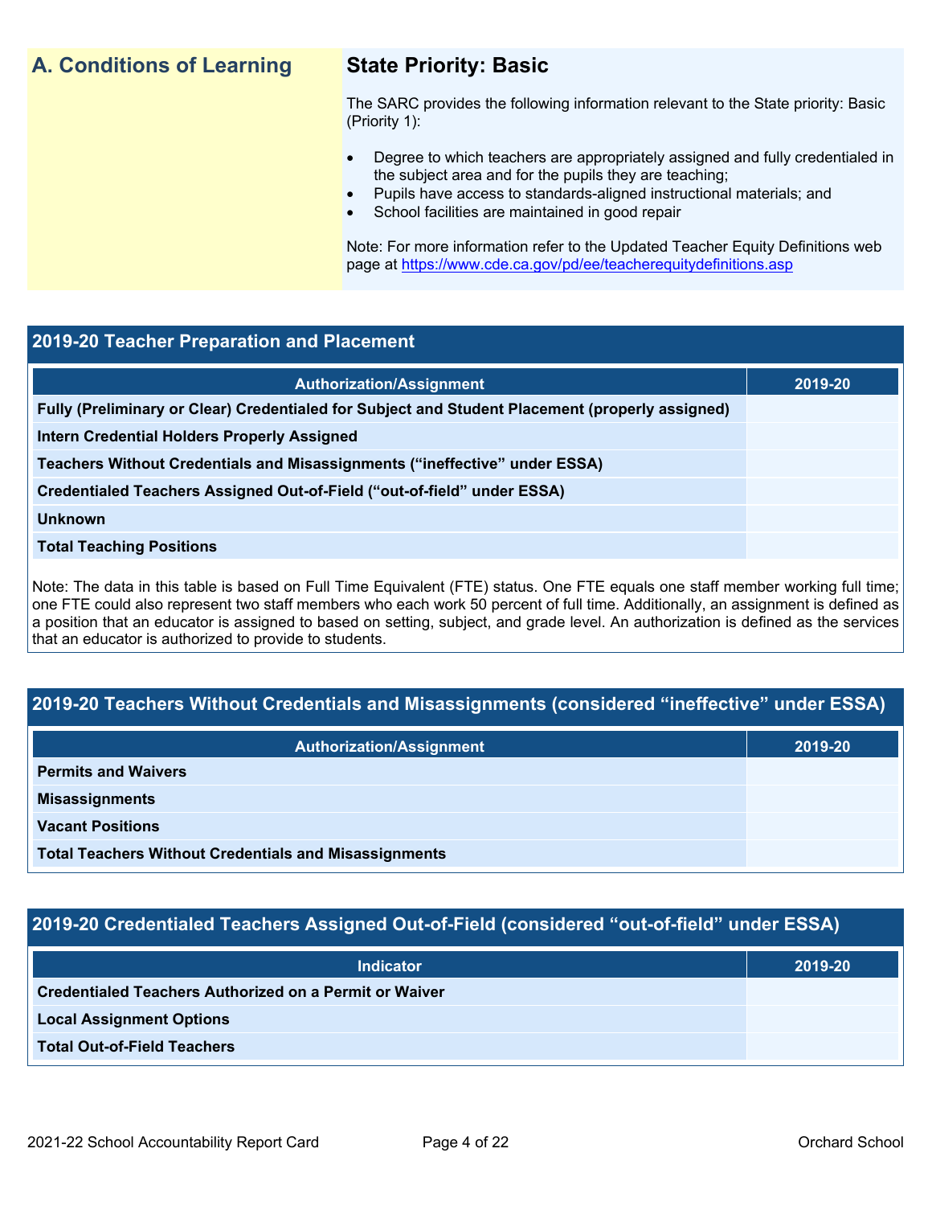## A. Conditions of Learning

### State Priority: Basic

The SARC provides the following information relevant to the State priority: Basic (Priority 1):

- Degree to which teachers are appropriately assigned and fully credentialed in the subject area and for the pupils they are teaching;
- Pupils have access to standards-aligned instructional materials; and
- School facilities are maintained in good repair

Note: For more information refer to the Updated Teacher Equity Definitions web page at https://www.cde.ca.gov/pd/ee/teacherequitydefinitions.asp

### 2019-20 Teacher Preparation and Placement

| Authorization/Assignment | 2019-20 |
| --- | --- |
| Fully (Preliminary or Clear) Credentialed for Subject and Student Placement (properly assigned) | |
| Intern Credential Holders Properly Assigned | |
| Teachers Without Credentials and Misassignments ("ineffective" under ESSA) | |
| Credentialed Teachers Assigned Out-of-Field ("out-of-field" under ESSA) | |
| Unknown | |
| Total Teaching Positions | |

Note: The data in this table is based on Full Time Equivalent (FTE) status. One FTE equals one staff member working full time; one FTE could also represent two staff members who each work 50 percent of full time. Additionally, an assignment is defined as a position that an educator is assigned to based on setting, subject, and grade level. An authorization is defined as the services that an educator is authorized to provide to students.

### 2019-20 Teachers Without Credentials and Misassignments (considered "ineffective" under ESSA)

| Authorization/Assignment | 2019-20 |
| --- | --- |
| Permits and Waivers | |
| Misassignments | |
| Vacant Positions | |
| Total Teachers Without Credentials and Misassignments | |

### 2019-20 Credentialed Teachers Assigned Out-of-Field (considered "out-of-field" under ESSA)

| Indicator | 2019-20 |
| --- | --- |
| Credentialed Teachers Authorized on a Permit or Waiver | |
| Local Assignment Options | |
| Total Out-of-Field Teachers | |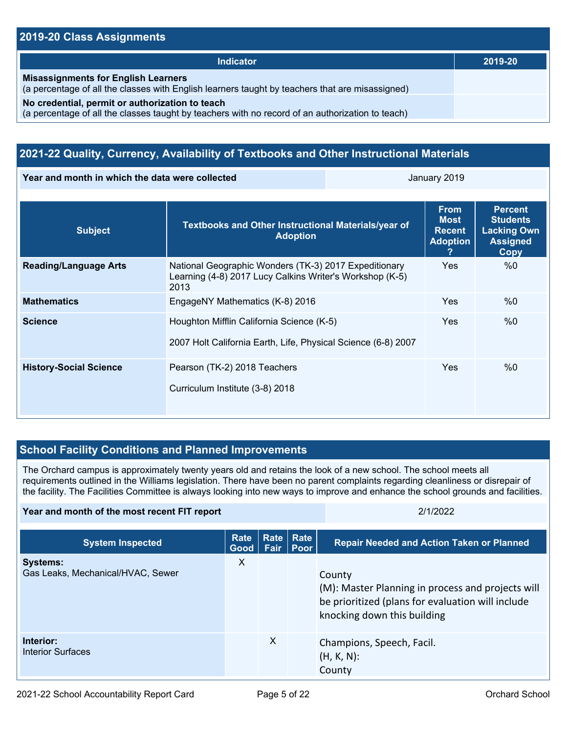## 2019-20 Class Assignments

| Indicator | 2019-20 |
| --- | --- |
| **Misassignments for English Learners**<br>(a percentage of all the classes with English learners taught by teachers that are misassigned) | |
| **No credential, permit or authorization to teach**<br>(a percentage of all the classes taught by teachers with no record of an authorization to teach) | |

## 2021-22 Quality, Currency, Availability of Textbooks and Other Instructional Materials

| Year and month in which the data were collected | January 2019 |
| --- | --- |

| Subject | Textbooks and Other Instructional Materials/year of Adoption | From Most Recent Adoption ? | Percent Students Lacking Own Assigned Copy |
| --- | --- | --- | --- |
| **Reading/Language Arts** | National Geographic Wonders (TK-3) 2017 Expeditionary Learning (4-8) 2017 Lucy Calkins Writer's Workshop (K-5) 2013 | Yes | %0 |
| **Mathematics** | EngageNY Mathematics (K-8) 2016 | Yes | %0 |
| **Science** | Houghton Mifflin California Science (K-5)<br><br>2007 Holt California Earth, Life, Physical Science (6-8) 2007 | Yes | %0 |
| **History-Social Science** | Pearson (TK-2) 2018 Teachers<br><br>Curriculum Institute (3-8) 2018 | Yes | %0 |

## School Facility Conditions and Planned Improvements

The Orchard campus is approximately twenty years old and retains the look of a new school. The school meets all requirements outlined in the Williams legislation. There have been no parent complaints regarding cleanliness or disrepair of the facility. The Facilities Committee is always looking into new ways to improve and enhance the school grounds and facilities.

| Year and month of the most recent FIT report | 2/1/2022 |
| --- | --- |

| System Inspected | Rate Good | Rate Fair | Rate Poor | Repair Needed and Action Taken or Planned |
| --- | --- | --- | --- | --- |
| **Systems:**<br>Gas Leaks, Mechanical/HVAC, Sewer | X | | | County<br>(M): Master Planning in process and projects will be prioritized (plans for evaluation will include knocking down this building |
| **Interior:**<br>Interior Surfaces | | X | | Champions, Speech, Facil.<br>(H, K, N):<br>County |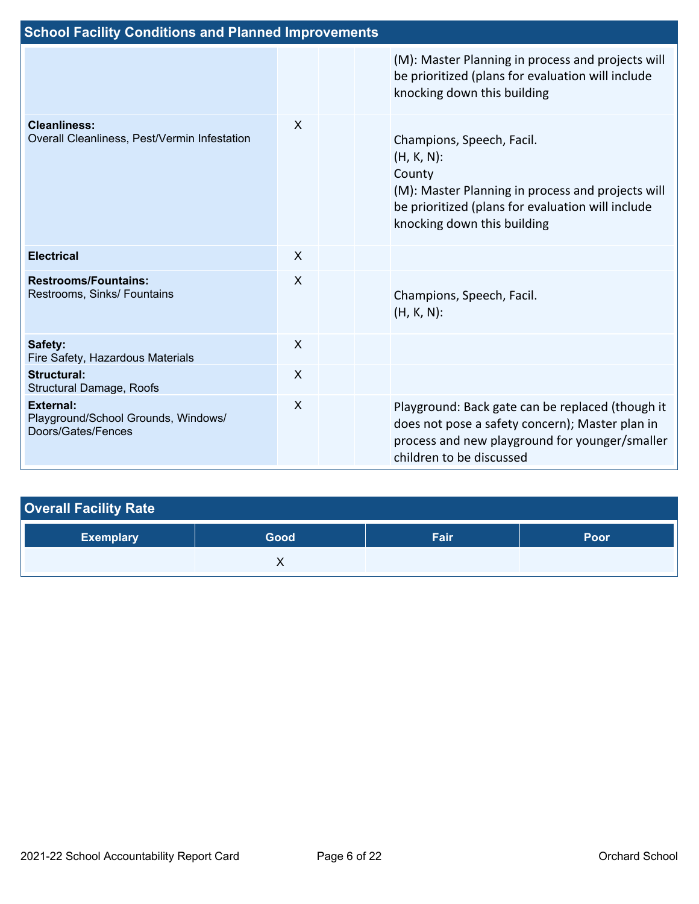## School Facility Conditions and Planned Improvements

| | | | | |
|---|---|---|---|---|
| | | | | (M): Master Planning in process and projects will be prioritized (plans for evaluation will include knocking down this building |
| **Cleanliness:** Overall Cleanliness, Pest/Vermin Infestation | X | | | Champions, Speech, Facil. (H, K, N): County (M): Master Planning in process and projects will be prioritized (plans for evaluation will include knocking down this building |
| **Electrical** | X | | | |
| **Restrooms/Fountains:** Restrooms, Sinks/ Fountains | X | | | Champions, Speech, Facil. (H, K, N): |
| **Safety:** Fire Safety, Hazardous Materials | X | | | |
| **Structural:** Structural Damage, Roofs | X | | | |
| **External:** Playground/School Grounds, Windows/ Doors/Gates/Fences | X | | | Playground: Back gate can be replaced (though it does not pose a safety concern); Master plan in process and new playground for younger/smaller children to be discussed |

## Overall Facility Rate

| Exemplary | Good | Fair | Poor |
|---|---|---|---|
| | X | | |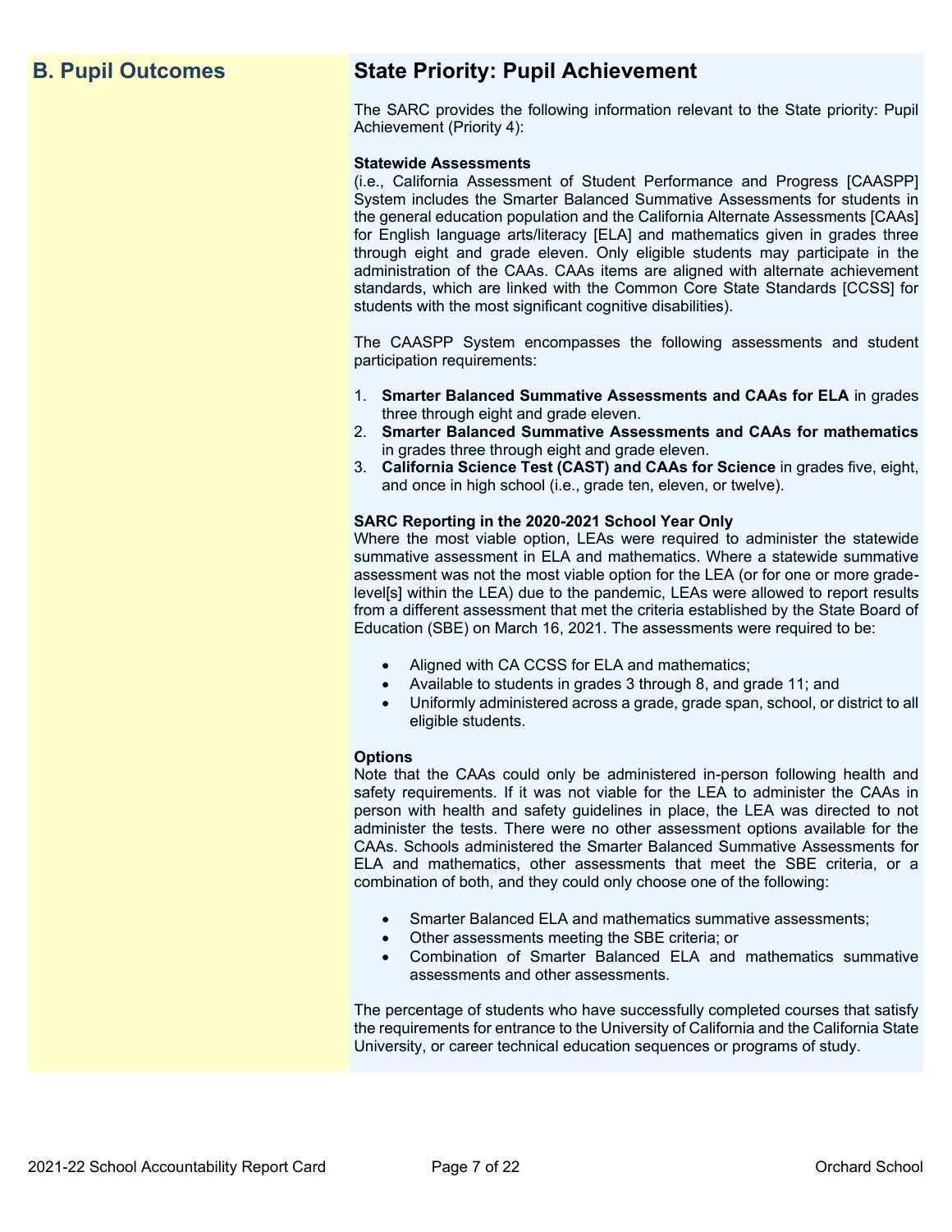## B. Pupil Outcomes

## State Priority: Pupil Achievement

The SARC provides the following information relevant to the State priority: Pupil Achievement (Priority 4):

**Statewide Assessments**
(i.e., California Assessment of Student Performance and Progress [CAASPP] System includes the Smarter Balanced Summative Assessments for students in the general education population and the California Alternate Assessments [CAAs] for English language arts/literacy [ELA] and mathematics given in grades three through eight and grade eleven. Only eligible students may participate in the administration of the CAAs. CAAs items are aligned with alternate achievement standards, which are linked with the Common Core State Standards [CCSS] for students with the most significant cognitive disabilities).

The CAASPP System encompasses the following assessments and student participation requirements:

1. **Smarter Balanced Summative Assessments and CAAs for ELA** in grades three through eight and grade eleven.
2. **Smarter Balanced Summative Assessments and CAAs for mathematics** in grades three through eight and grade eleven.
3. **California Science Test (CAST) and CAAs for Science** in grades five, eight, and once in high school (i.e., grade ten, eleven, or twelve).

**SARC Reporting in the 2020-2021 School Year Only**
Where the most viable option, LEAs were required to administer the statewide summative assessment in ELA and mathematics. Where a statewide summative assessment was not the most viable option for the LEA (or for one or more grade-level[s] within the LEA) due to the pandemic, LEAs were allowed to report results from a different assessment that met the criteria established by the State Board of Education (SBE) on March 16, 2021. The assessments were required to be:

- Aligned with CA CCSS for ELA and mathematics;
- Available to students in grades 3 through 8, and grade 11; and
- Uniformly administered across a grade, grade span, school, or district to all eligible students.

**Options**
Note that the CAAs could only be administered in-person following health and safety requirements. If it was not viable for the LEA to administer the CAAs in person with health and safety guidelines in place, the LEA was directed to not administer the tests. There were no other assessment options available for the CAAs. Schools administered the Smarter Balanced Summative Assessments for ELA and mathematics, other assessments that meet the SBE criteria, or a combination of both, and they could only choose one of the following:

- Smarter Balanced ELA and mathematics summative assessments;
- Other assessments meeting the SBE criteria; or
- Combination of Smarter Balanced ELA and mathematics summative assessments and other assessments.

The percentage of students who have successfully completed courses that satisfy the requirements for entrance to the University of California and the California State University, or career technical education sequences or programs of study.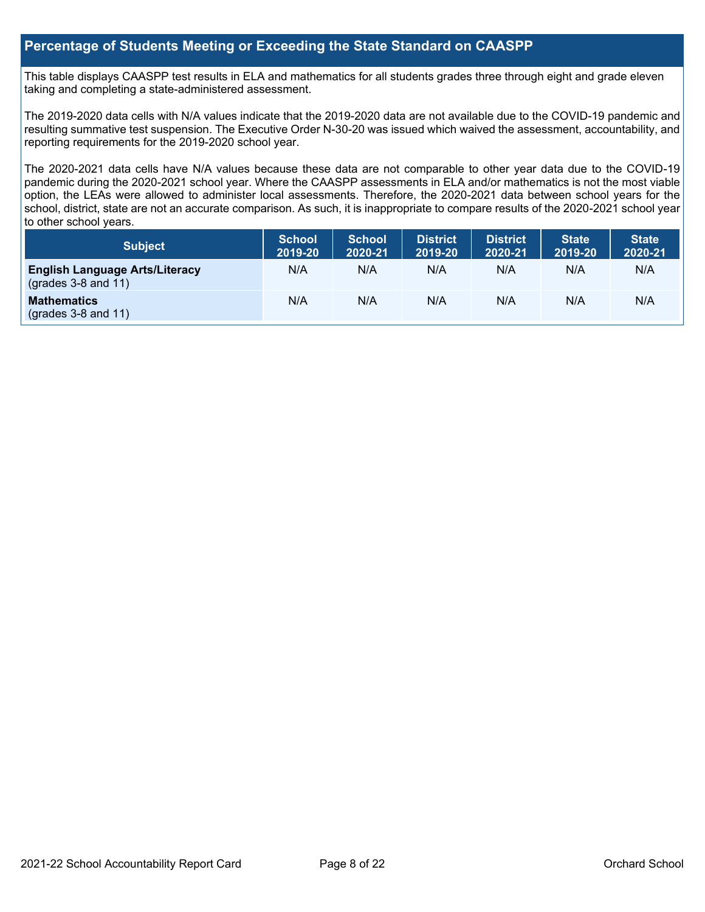## Percentage of Students Meeting or Exceeding the State Standard on CAASPP

This table displays CAASPP test results in ELA and mathematics for all students grades three through eight and grade eleven taking and completing a state-administered assessment.

The 2019-2020 data cells with N/A values indicate that the 2019-2020 data are not available due to the COVID-19 pandemic and resulting summative test suspension. The Executive Order N-30-20 was issued which waived the assessment, accountability, and reporting requirements for the 2019-2020 school year.

The 2020-2021 data cells have N/A values because these data are not comparable to other year data due to the COVID-19 pandemic during the 2020-2021 school year. Where the CAASPP assessments in ELA and/or mathematics is not the most viable option, the LEAs were allowed to administer local assessments. Therefore, the 2020-2021 data between school years for the school, district, state are not an accurate comparison. As such, it is inappropriate to compare results of the 2020-2021 school year to other school years.

| Subject | School 2019-20 | School 2020-21 | District 2019-20 | District 2020-21 | State 2019-20 | State 2020-21 |
| --- | --- | --- | --- | --- | --- | --- |
| **English Language Arts/Literacy** (grades 3-8 and 11) | N/A | N/A | N/A | N/A | N/A | N/A |
| **Mathematics** (grades 3-8 and 11) | N/A | N/A | N/A | N/A | N/A | N/A |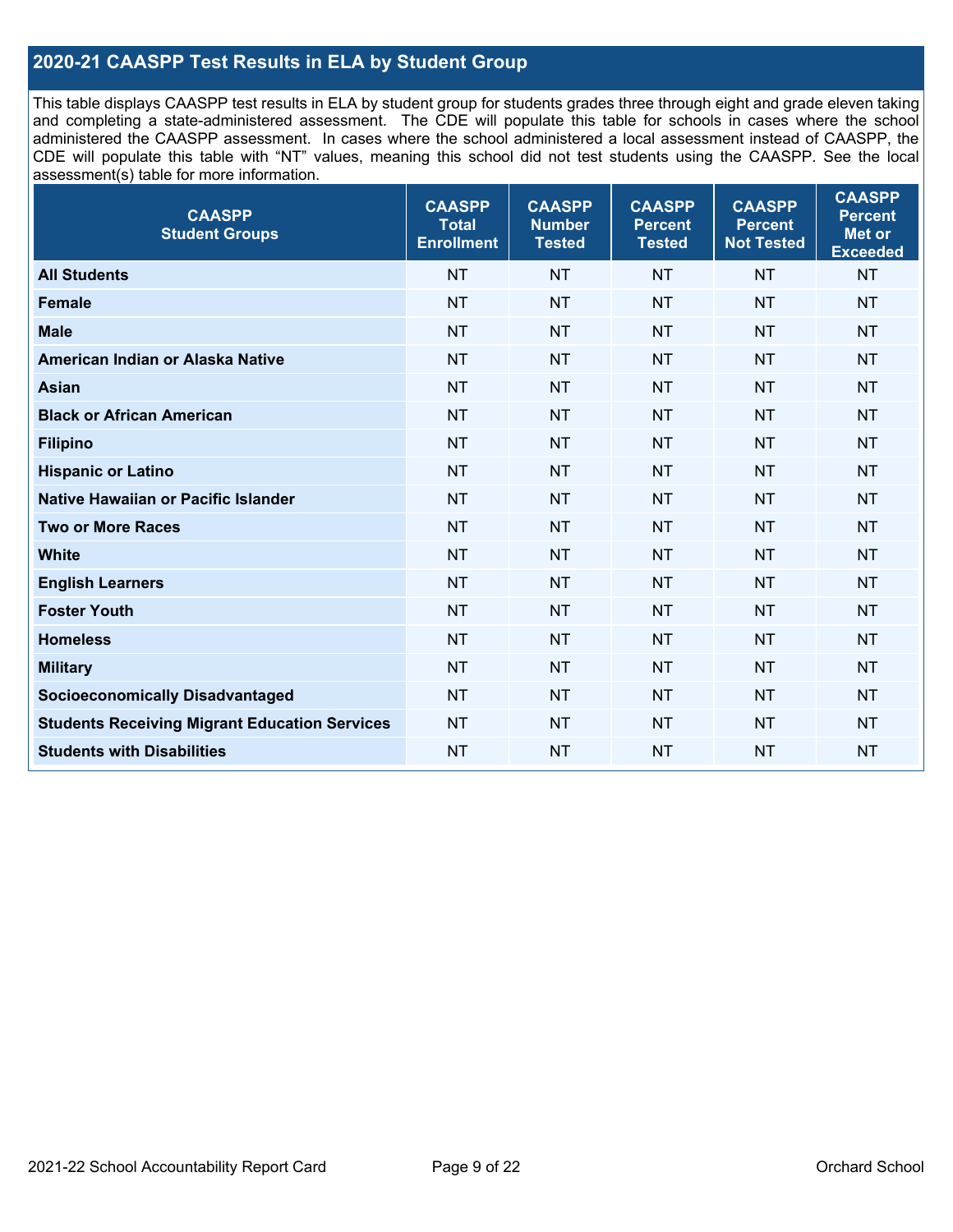## 2020-21 CAASPP Test Results in ELA by Student Group

This table displays CAASPP test results in ELA by student group for students grades three through eight and grade eleven taking and completing a state-administered assessment. The CDE will populate this table for schools in cases where the school administered the CAASPP assessment. In cases where the school administered a local assessment instead of CAASPP, the CDE will populate this table with "NT" values, meaning this school did not test students using the CAASPP. See the local assessment(s) table for more information.

| CAASPP Student Groups | CAASPP Total Enrollment | CAASPP Number Tested | CAASPP Percent Tested | CAASPP Percent Not Tested | CAASPP Percent Met or Exceeded |
|---|---|---|---|---|---|
| **All Students** | NT | NT | NT | NT | NT |
| **Female** | NT | NT | NT | NT | NT |
| **Male** | NT | NT | NT | NT | NT |
| **American Indian or Alaska Native** | NT | NT | NT | NT | NT |
| **Asian** | NT | NT | NT | NT | NT |
| **Black or African American** | NT | NT | NT | NT | NT |
| **Filipino** | NT | NT | NT | NT | NT |
| **Hispanic or Latino** | NT | NT | NT | NT | NT |
| **Native Hawaiian or Pacific Islander** | NT | NT | NT | NT | NT |
| **Two or More Races** | NT | NT | NT | NT | NT |
| **White** | NT | NT | NT | NT | NT |
| **English Learners** | NT | NT | NT | NT | NT |
| **Foster Youth** | NT | NT | NT | NT | NT |
| **Homeless** | NT | NT | NT | NT | NT |
| **Military** | NT | NT | NT | NT | NT |
| **Socioeconomically Disadvantaged** | NT | NT | NT | NT | NT |
| **Students Receiving Migrant Education Services** | NT | NT | NT | NT | NT |
| **Students with Disabilities** | NT | NT | NT | NT | NT |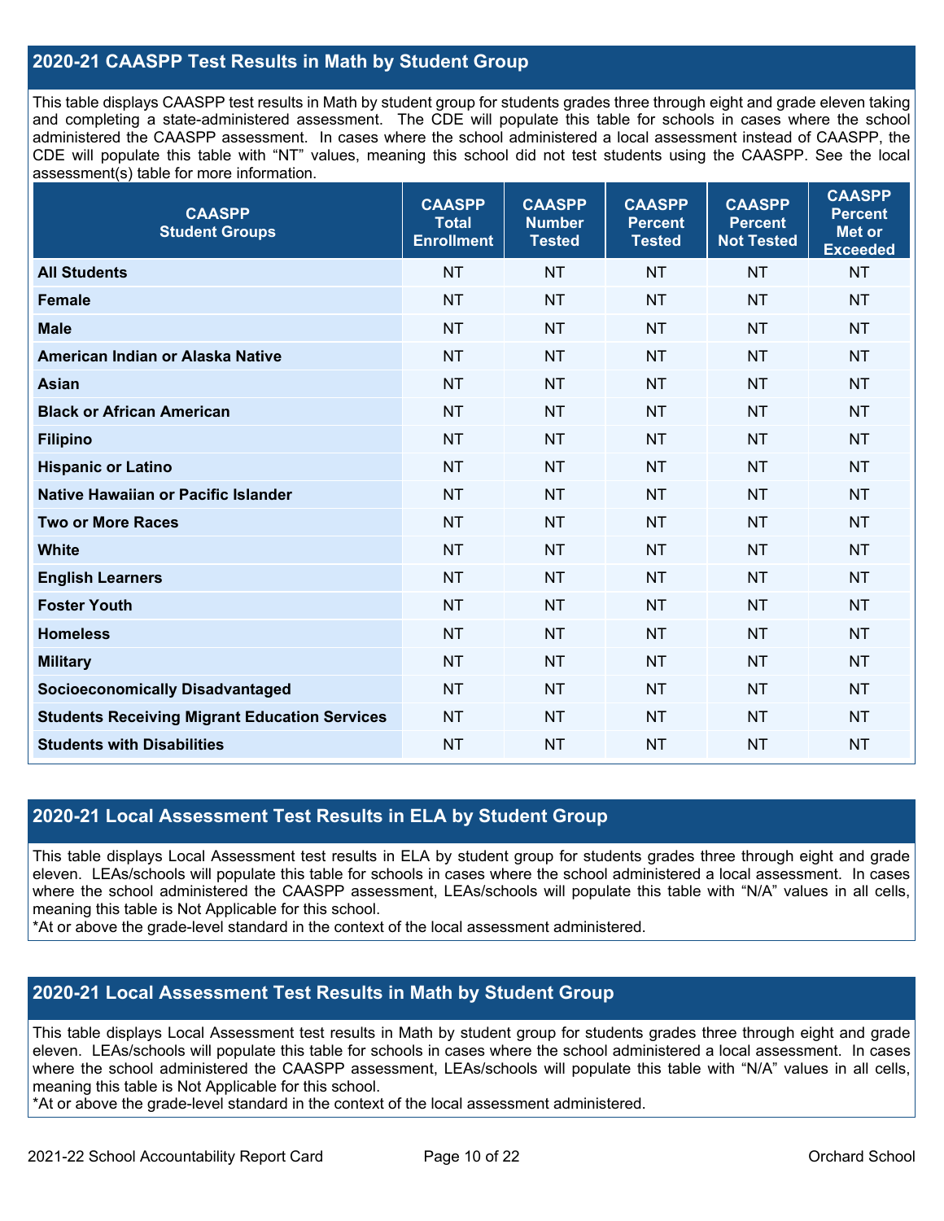## 2020-21 CAASPP Test Results in Math by Student Group

This table displays CAASPP test results in Math by student group for students grades three through eight and grade eleven taking and completing a state-administered assessment. The CDE will populate this table for schools in cases where the school administered the CAASPP assessment. In cases where the school administered a local assessment instead of CAASPP, the CDE will populate this table with "NT" values, meaning this school did not test students using the CAASPP. See the local assessment(s) table for more information.

| CAASPP Student Groups | CAASPP Total Enrollment | CAASPP Number Tested | CAASPP Percent Tested | CAASPP Percent Not Tested | CAASPP Percent Met or Exceeded |
|---|---|---|---|---|---|
| **All Students** | NT | NT | NT | NT | NT |
| **Female** | NT | NT | NT | NT | NT |
| **Male** | NT | NT | NT | NT | NT |
| **American Indian or Alaska Native** | NT | NT | NT | NT | NT |
| **Asian** | NT | NT | NT | NT | NT |
| **Black or African American** | NT | NT | NT | NT | NT |
| **Filipino** | NT | NT | NT | NT | NT |
| **Hispanic or Latino** | NT | NT | NT | NT | NT |
| **Native Hawaiian or Pacific Islander** | NT | NT | NT | NT | NT |
| **Two or More Races** | NT | NT | NT | NT | NT |
| **White** | NT | NT | NT | NT | NT |
| **English Learners** | NT | NT | NT | NT | NT |
| **Foster Youth** | NT | NT | NT | NT | NT |
| **Homeless** | NT | NT | NT | NT | NT |
| **Military** | NT | NT | NT | NT | NT |
| **Socioeconomically Disadvantaged** | NT | NT | NT | NT | NT |
| **Students Receiving Migrant Education Services** | NT | NT | NT | NT | NT |
| **Students with Disabilities** | NT | NT | NT | NT | NT |

## 2020-21 Local Assessment Test Results in ELA by Student Group

This table displays Local Assessment test results in ELA by student group for students grades three through eight and grade eleven. LEAs/schools will populate this table for schools in cases where the school administered a local assessment. In cases where the school administered the CAASPP assessment, LEAs/schools will populate this table with "N/A" values in all cells, meaning this table is Not Applicable for this school.

*At or above the grade-level standard in the context of the local assessment administered.

## 2020-21 Local Assessment Test Results in Math by Student Group

This table displays Local Assessment test results in Math by student group for students grades three through eight and grade eleven. LEAs/schools will populate this table for schools in cases where the school administered a local assessment. In cases where the school administered the CAASPP assessment, LEAs/schools will populate this table with "N/A" values in all cells, meaning this table is Not Applicable for this school.

*At or above the grade-level standard in the context of the local assessment administered.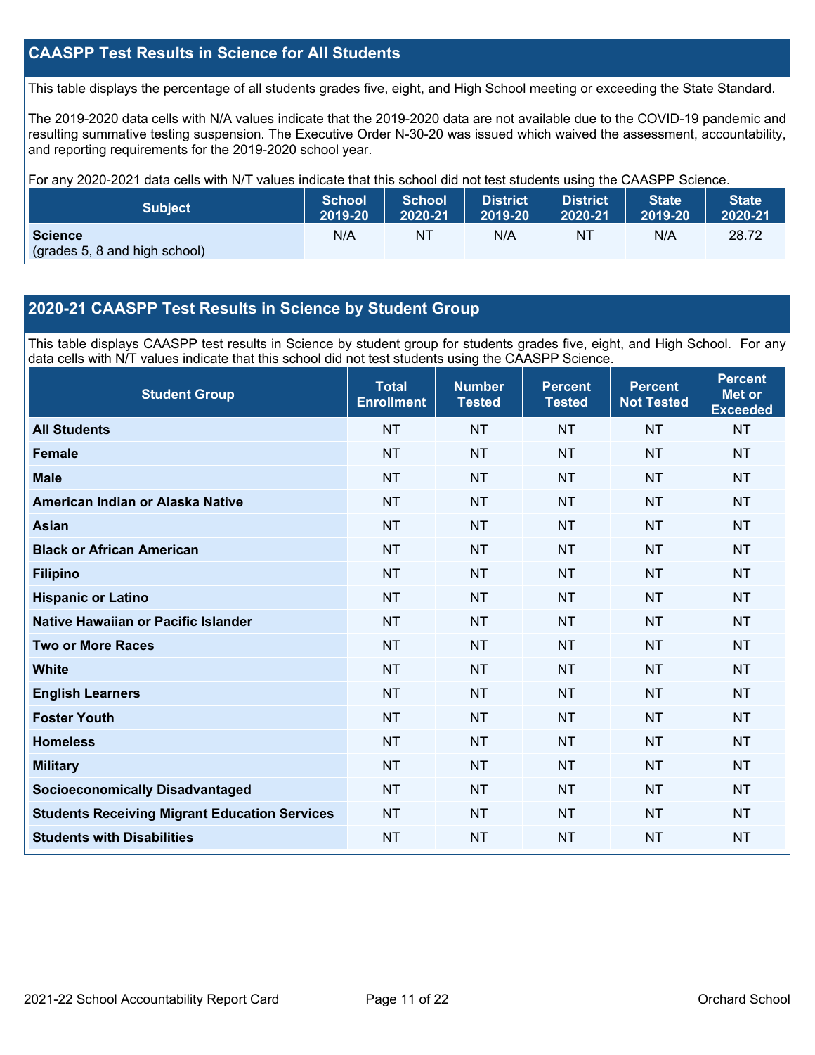## CAASPP Test Results in Science for All Students

This table displays the percentage of all students grades five, eight, and High School meeting or exceeding the State Standard.

The 2019-2020 data cells with N/A values indicate that the 2019-2020 data are not available due to the COVID-19 pandemic and resulting summative testing suspension. The Executive Order N-30-20 was issued which waived the assessment, accountability, and reporting requirements for the 2019-2020 school year.

For any 2020-2021 data cells with N/T values indicate that this school did not test students using the CAASPP Science.

| Subject | School 2019-20 | School 2020-21 | District 2019-20 | District 2020-21 | State 2019-20 | State 2020-21 |
|---|---|---|---|---|---|---|
| **Science** (grades 5, 8 and high school) | N/A | NT | N/A | NT | N/A | 28.72 |

## 2020-21 CAASPP Test Results in Science by Student Group

This table displays CAASPP test results in Science by student group for students grades five, eight, and High School. For any data cells with N/T values indicate that this school did not test students using the CAASPP Science.

| Student Group | Total Enrollment | Number Tested | Percent Tested | Percent Not Tested | Percent Met or Exceeded |
|---|---|---|---|---|---|
| **All Students** | NT | NT | NT | NT | NT |
| **Female** | NT | NT | NT | NT | NT |
| **Male** | NT | NT | NT | NT | NT |
| **American Indian or Alaska Native** | NT | NT | NT | NT | NT |
| **Asian** | NT | NT | NT | NT | NT |
| **Black or African American** | NT | NT | NT | NT | NT |
| **Filipino** | NT | NT | NT | NT | NT |
| **Hispanic or Latino** | NT | NT | NT | NT | NT |
| **Native Hawaiian or Pacific Islander** | NT | NT | NT | NT | NT |
| **Two or More Races** | NT | NT | NT | NT | NT |
| **White** | NT | NT | NT | NT | NT |
| **English Learners** | NT | NT | NT | NT | NT |
| **Foster Youth** | NT | NT | NT | NT | NT |
| **Homeless** | NT | NT | NT | NT | NT |
| **Military** | NT | NT | NT | NT | NT |
| **Socioeconomically Disadvantaged** | NT | NT | NT | NT | NT |
| **Students Receiving Migrant Education Services** | NT | NT | NT | NT | NT |
| **Students with Disabilities** | NT | NT | NT | NT | NT |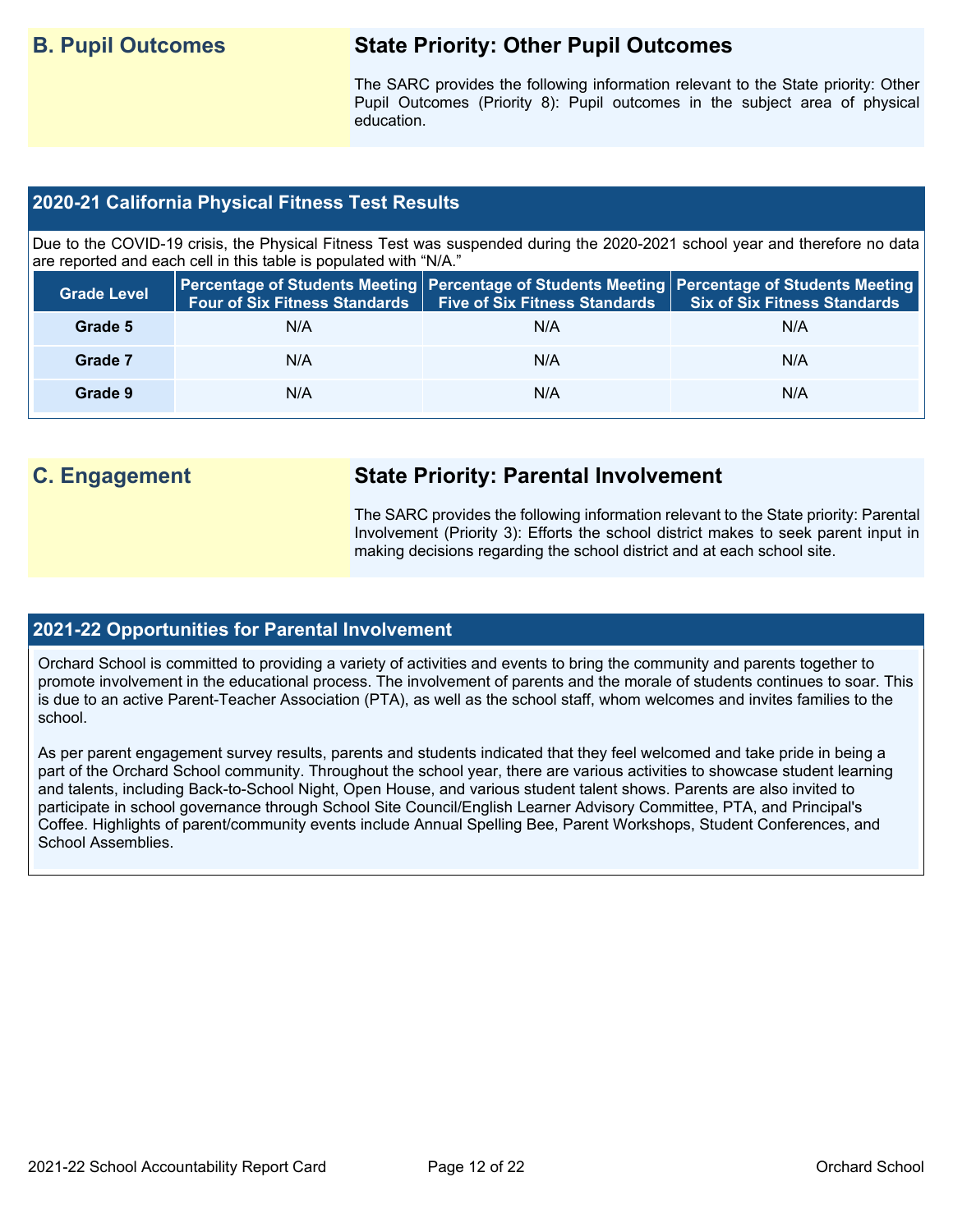## B. Pupil Outcomes

### State Priority: Other Pupil Outcomes

The SARC provides the following information relevant to the State priority: Other Pupil Outcomes (Priority 8): Pupil outcomes in the subject area of physical education.

### 2020-21 California Physical Fitness Test Results

Due to the COVID-19 crisis, the Physical Fitness Test was suspended during the 2020-2021 school year and therefore no data are reported and each cell in this table is populated with "N/A."

| Grade Level | Percentage of Students Meeting Four of Six Fitness Standards | Percentage of Students Meeting Five of Six Fitness Standards | Percentage of Students Meeting Six of Six Fitness Standards |
|---|---|---|---|
| Grade 5 | N/A | N/A | N/A |
| Grade 7 | N/A | N/A | N/A |
| Grade 9 | N/A | N/A | N/A |

## C. Engagement

### State Priority: Parental Involvement

The SARC provides the following information relevant to the State priority: Parental Involvement (Priority 3): Efforts the school district makes to seek parent input in making decisions regarding the school district and at each school site.

### 2021-22 Opportunities for Parental Involvement

Orchard School is committed to providing a variety of activities and events to bring the community and parents together to promote involvement in the educational process. The involvement of parents and the morale of students continues to soar. This is due to an active Parent-Teacher Association (PTA), as well as the school staff, whom welcomes and invites families to the school.

As per parent engagement survey results, parents and students indicated that they feel welcomed and take pride in being a part of the Orchard School community. Throughout the school year, there are various activities to showcase student learning and talents, including Back-to-School Night, Open House, and various student talent shows. Parents are also invited to participate in school governance through School Site Council/English Learner Advisory Committee, PTA, and Principal's Coffee. Highlights of parent/community events include Annual Spelling Bee, Parent Workshops, Student Conferences, and School Assemblies.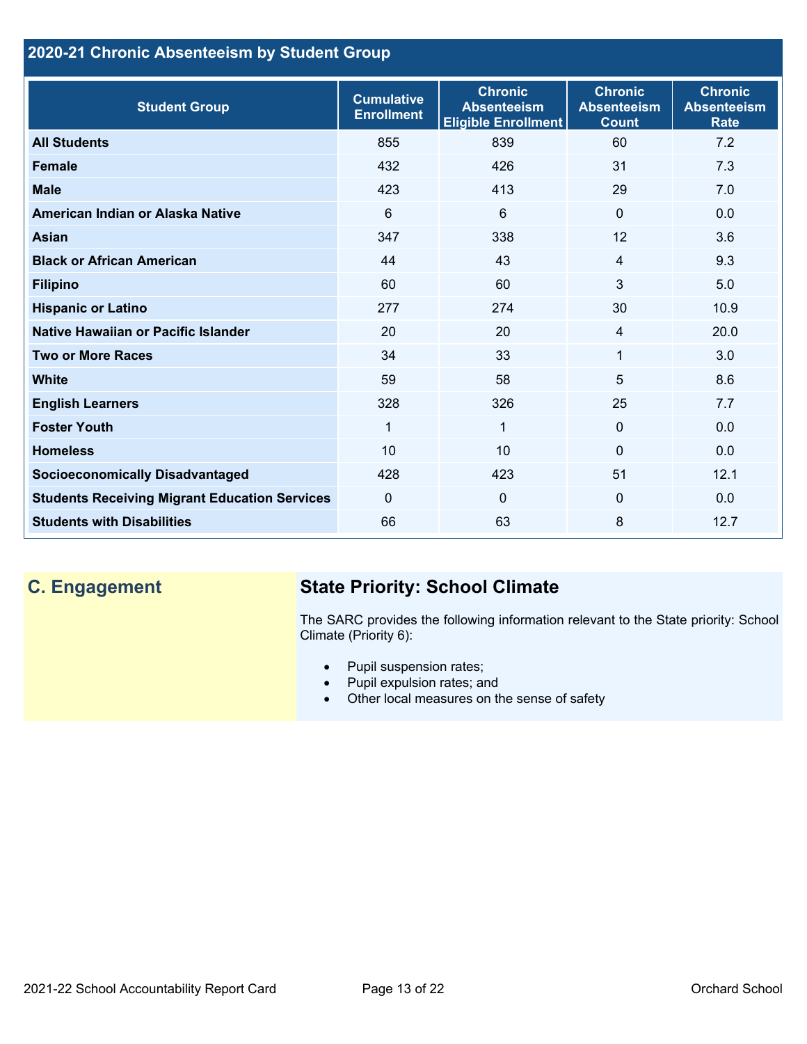## 2020-21 Chronic Absenteeism by Student Group

| Student Group | Cumulative Enrollment | Chronic Absenteeism Eligible Enrollment | Chronic Absenteeism Count | Chronic Absenteeism Rate |
|---|---|---|---|---|
| **All Students** | 855 | 839 | 60 | 7.2 |
| **Female** | 432 | 426 | 31 | 7.3 |
| **Male** | 423 | 413 | 29 | 7.0 |
| **American Indian or Alaska Native** | 6 | 6 | 0 | 0.0 |
| **Asian** | 347 | 338 | 12 | 3.6 |
| **Black or African American** | 44 | 43 | 4 | 9.3 |
| **Filipino** | 60 | 60 | 3 | 5.0 |
| **Hispanic or Latino** | 277 | 274 | 30 | 10.9 |
| **Native Hawaiian or Pacific Islander** | 20 | 20 | 4 | 20.0 |
| **Two or More Races** | 34 | 33 | 1 | 3.0 |
| **White** | 59 | 58 | 5 | 8.6 |
| **English Learners** | 328 | 326 | 25 | 7.7 |
| **Foster Youth** | 1 | 1 | 0 | 0.0 |
| **Homeless** | 10 | 10 | 0 | 0.0 |
| **Socioeconomically Disadvantaged** | 428 | 423 | 51 | 12.1 |
| **Students Receiving Migrant Education Services** | 0 | 0 | 0 | 0.0 |
| **Students with Disabilities** | 66 | 63 | 8 | 12.7 |

## C. Engagement

### State Priority: School Climate

The SARC provides the following information relevant to the State priority: School Climate (Priority 6):

- Pupil suspension rates;
- Pupil expulsion rates; and
- Other local measures on the sense of safety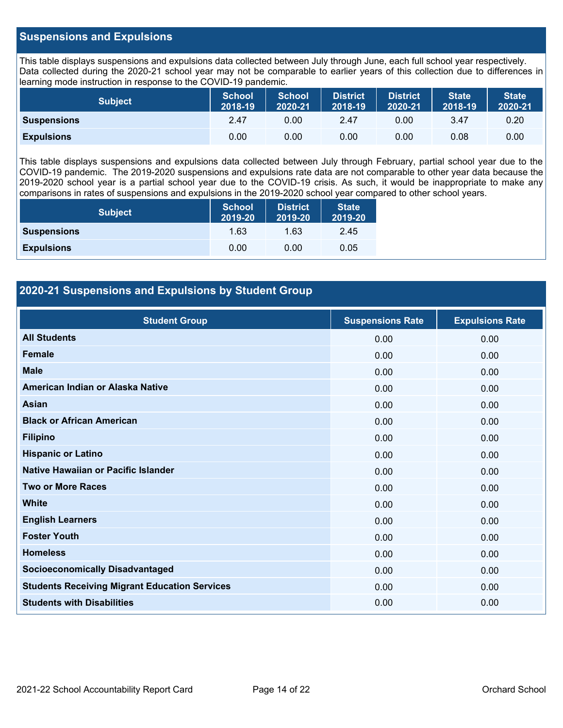## Suspensions and Expulsions

This table displays suspensions and expulsions data collected between July through June, each full school year respectively. Data collected during the 2020-21 school year may not be comparable to earlier years of this collection due to differences in learning mode instruction in response to the COVID-19 pandemic.

| Subject | School 2018-19 | School 2020-21 | District 2018-19 | District 2020-21 | State 2018-19 | State 2020-21 |
|---|---|---|---|---|---|---|
| **Suspensions** | 2.47 | 0.00 | 2.47 | 0.00 | 3.47 | 0.20 |
| **Expulsions** | 0.00 | 0.00 | 0.00 | 0.00 | 0.08 | 0.00 |

This table displays suspensions and expulsions data collected between July through February, partial school year due to the COVID-19 pandemic. The 2019-2020 suspensions and expulsions rate data are not comparable to other year data because the 2019-2020 school year is a partial school year due to the COVID-19 crisis. As such, it would be inappropriate to make any comparisons in rates of suspensions and expulsions in the 2019-2020 school year compared to other school years.

| Subject | School 2019-20 | District 2019-20 | State 2019-20 |
|---|---|---|---|
| **Suspensions** | 1.63 | 1.63 | 2.45 |
| **Expulsions** | 0.00 | 0.00 | 0.05 |

## 2020-21 Suspensions and Expulsions by Student Group

| Student Group | Suspensions Rate | Expulsions Rate |
|---|---|---|
| **All Students** | 0.00 | 0.00 |
| **Female** | 0.00 | 0.00 |
| **Male** | 0.00 | 0.00 |
| **American Indian or Alaska Native** | 0.00 | 0.00 |
| **Asian** | 0.00 | 0.00 |
| **Black or African American** | 0.00 | 0.00 |
| **Filipino** | 0.00 | 0.00 |
| **Hispanic or Latino** | 0.00 | 0.00 |
| **Native Hawaiian or Pacific Islander** | 0.00 | 0.00 |
| **Two or More Races** | 0.00 | 0.00 |
| **White** | 0.00 | 0.00 |
| **English Learners** | 0.00 | 0.00 |
| **Foster Youth** | 0.00 | 0.00 |
| **Homeless** | 0.00 | 0.00 |
| **Socioeconomically Disadvantaged** | 0.00 | 0.00 |
| **Students Receiving Migrant Education Services** | 0.00 | 0.00 |
| **Students with Disabilities** | 0.00 | 0.00 |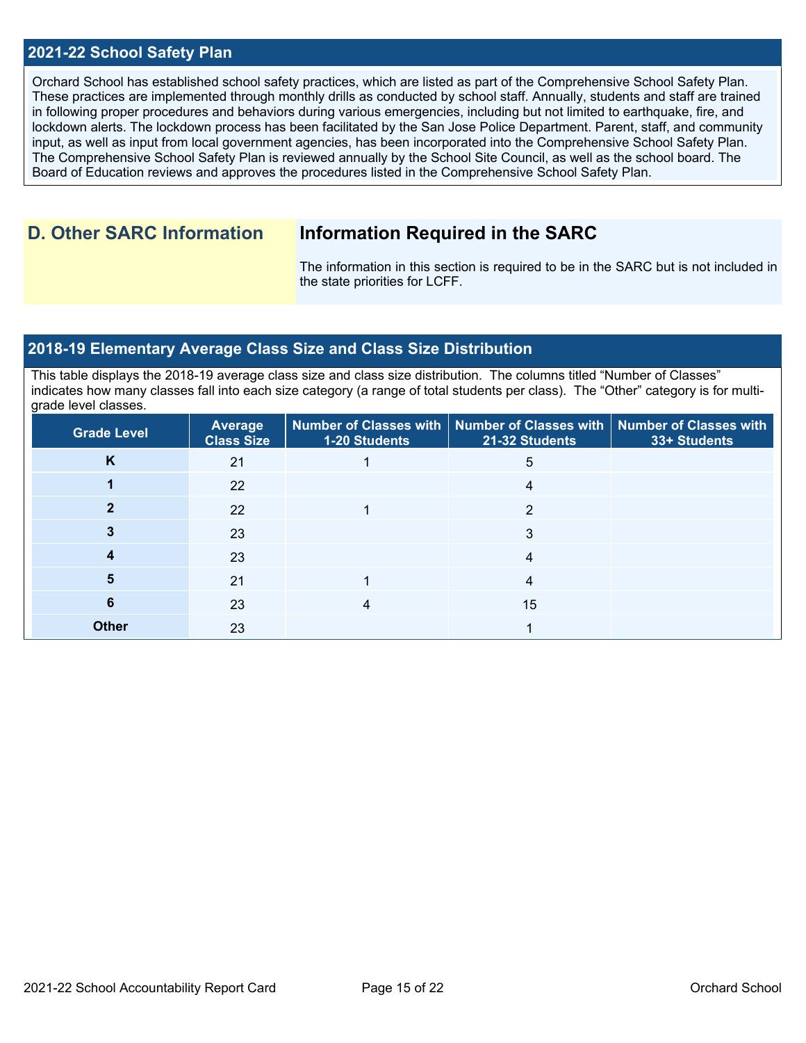## 2021-22 School Safety Plan

Orchard School has established school safety practices, which are listed as part of the Comprehensive School Safety Plan. These practices are implemented through monthly drills as conducted by school staff. Annually, students and staff are trained in following proper procedures and behaviors during various emergencies, including but not limited to earthquake, fire, and lockdown alerts. The lockdown process has been facilitated by the San Jose Police Department. Parent, staff, and community input, as well as input from local government agencies, has been incorporated into the Comprehensive School Safety Plan. The Comprehensive School Safety Plan is reviewed annually by the School Site Council, as well as the school board. The Board of Education reviews and approves the procedures listed in the Comprehensive School Safety Plan.

# D. Other SARC Information

## Information Required in the SARC

The information in this section is required to be in the SARC but is not included in the state priorities for LCFF.

## 2018-19 Elementary Average Class Size and Class Size Distribution

This table displays the 2018-19 average class size and class size distribution. The columns titled "Number of Classes" indicates how many classes fall into each size category (a range of total students per class). The "Other" category is for multi-grade level classes.

| Grade Level | Average Class Size | Number of Classes with 1-20 Students | Number of Classes with 21-32 Students | Number of Classes with 33+ Students |
|---|---|---|---|---|
| K | 21 | 1 | 5 | |
| 1 | 22 | | 4 | |
| 2 | 22 | 1 | 2 | |
| 3 | 23 | | 3 | |
| 4 | 23 | | 4 | |
| 5 | 21 | 1 | 4 | |
| 6 | 23 | 4 | 15 | |
| Other | 23 | | 1 | |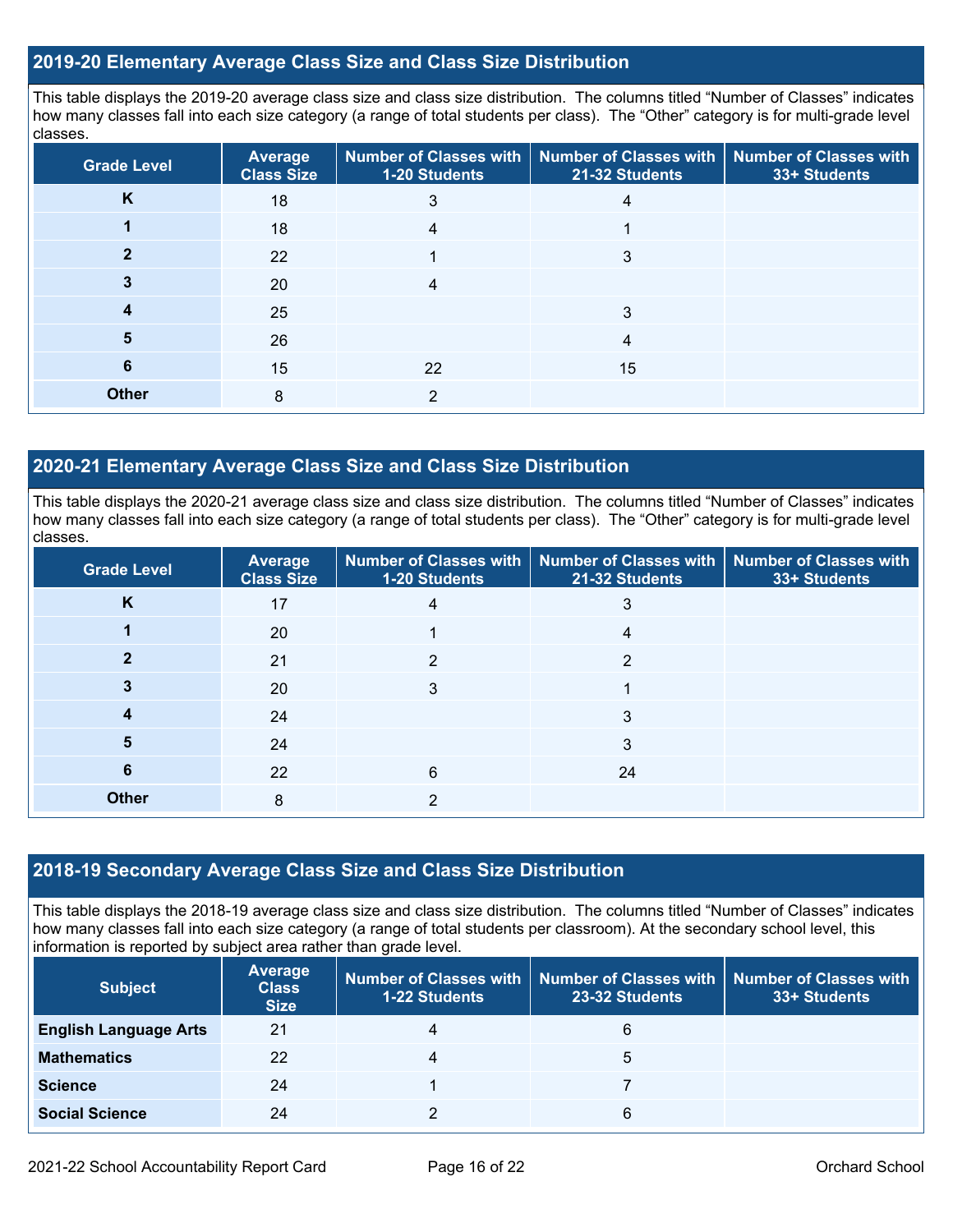## 2019-20 Elementary Average Class Size and Class Size Distribution

This table displays the 2019-20 average class size and class size distribution. The columns titled "Number of Classes" indicates how many classes fall into each size category (a range of total students per class). The "Other" category is for multi-grade level classes.

| Grade Level | Average Class Size | Number of Classes with 1-20 Students | Number of Classes with 21-32 Students | Number of Classes with 33+ Students |
|---|---|---|---|---|
| K | 18 | 3 | 4 | |
| 1 | 18 | 4 | 1 | |
| 2 | 22 | 1 | 3 | |
| 3 | 20 | 4 | | |
| 4 | 25 | | 3 | |
| 5 | 26 | | 4 | |
| 6 | 15 | 22 | 15 | |
| Other | 8 | 2 | | |

## 2020-21 Elementary Average Class Size and Class Size Distribution

This table displays the 2020-21 average class size and class size distribution. The columns titled "Number of Classes" indicates how many classes fall into each size category (a range of total students per class). The "Other" category is for multi-grade level classes.

| Grade Level | Average Class Size | Number of Classes with 1-20 Students | Number of Classes with 21-32 Students | Number of Classes with 33+ Students |
|---|---|---|---|---|
| K | 17 | 4 | 3 | |
| 1 | 20 | 1 | 4 | |
| 2 | 21 | 2 | 2 | |
| 3 | 20 | 3 | 1 | |
| 4 | 24 | | 3 | |
| 5 | 24 | | 3 | |
| 6 | 22 | 6 | 24 | |
| Other | 8 | 2 | | |

## 2018-19 Secondary Average Class Size and Class Size Distribution

This table displays the 2018-19 average class size and class size distribution. The columns titled "Number of Classes" indicates how many classes fall into each size category (a range of total students per classroom). At the secondary school level, this information is reported by subject area rather than grade level.

| Subject | Average Class Size | Number of Classes with 1-22 Students | Number of Classes with 23-32 Students | Number of Classes with 33+ Students |
|---|---|---|---|---|
| English Language Arts | 21 | 4 | 6 | |
| Mathematics | 22 | 4 | 5 | |
| Science | 24 | 1 | 7 | |
| Social Science | 24 | 2 | 6 | |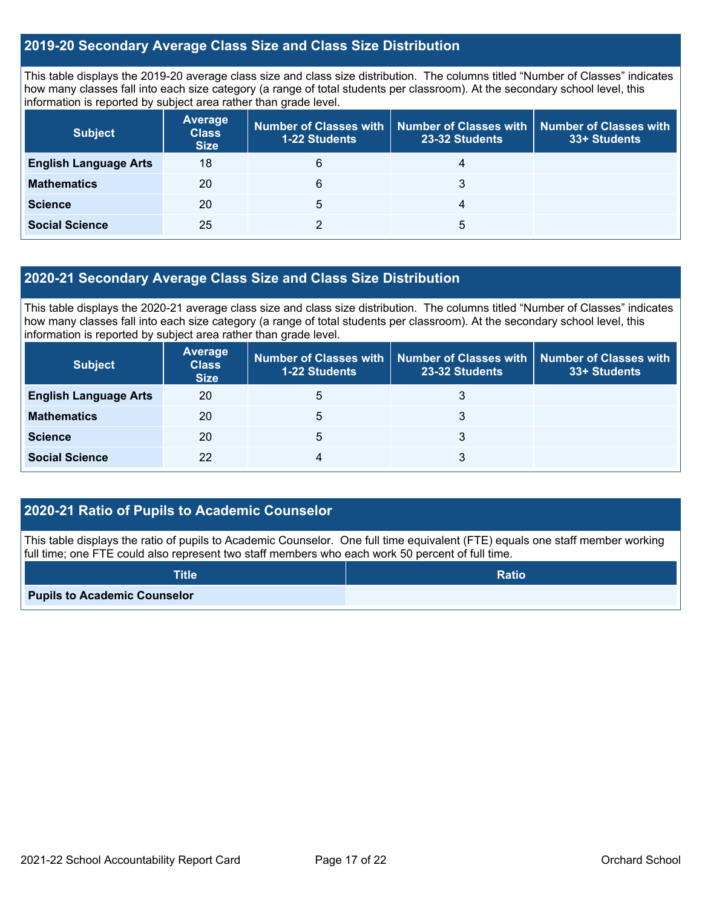## 2019-20 Secondary Average Class Size and Class Size Distribution

This table displays the 2019-20 average class size and class size distribution. The columns titled "Number of Classes" indicates how many classes fall into each size category (a range of total students per classroom). At the secondary school level, this information is reported by subject area rather than grade level.

| Subject | Average Class Size | Number of Classes with 1-22 Students | Number of Classes with 23-32 Students | Number of Classes with 33+ Students |
|---|---|---|---|---|
| **English Language Arts** | 18 | 6 | 4 | |
| **Mathematics** | 20 | 6 | 3 | |
| **Science** | 20 | 5 | 4 | |
| **Social Science** | 25 | 2 | 5 | |

## 2020-21 Secondary Average Class Size and Class Size Distribution

This table displays the 2020-21 average class size and class size distribution. The columns titled "Number of Classes" indicates how many classes fall into each size category (a range of total students per classroom). At the secondary school level, this information is reported by subject area rather than grade level.

| Subject | Average Class Size | Number of Classes with 1-22 Students | Number of Classes with 23-32 Students | Number of Classes with 33+ Students |
|---|---|---|---|---|
| **English Language Arts** | 20 | 5 | 3 | |
| **Mathematics** | 20 | 5 | 3 | |
| **Science** | 20 | 5 | 3 | |
| **Social Science** | 22 | 4 | 3 | |

## 2020-21 Ratio of Pupils to Academic Counselor

This table displays the ratio of pupils to Academic Counselor. One full time equivalent (FTE) equals one staff member working full time; one FTE could also represent two staff members who each work 50 percent of full time.

| Title | Ratio |
|---|---|
| **Pupils to Academic Counselor** | |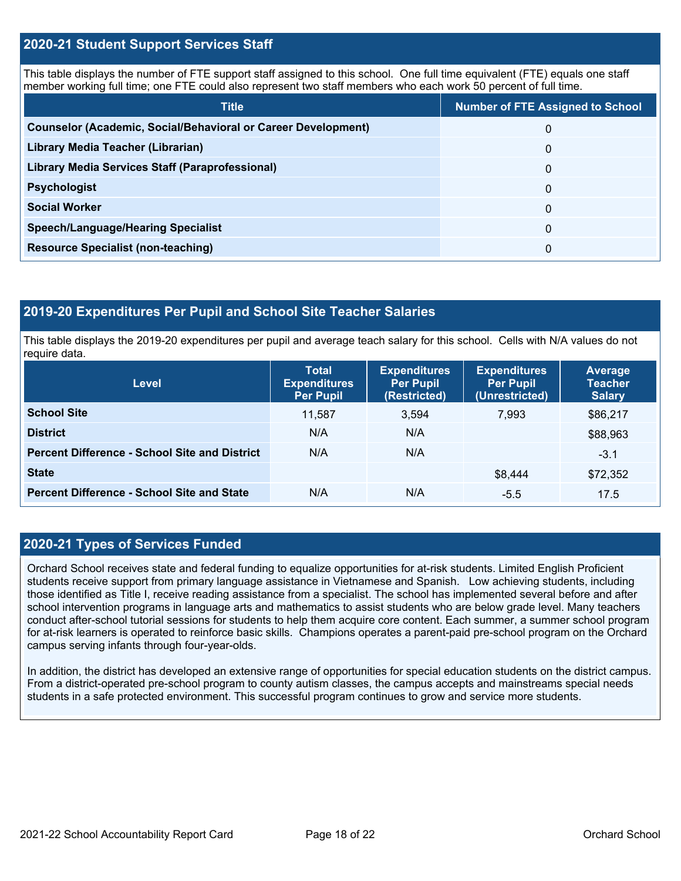## 2020-21 Student Support Services Staff

This table displays the number of FTE support staff assigned to this school. One full time equivalent (FTE) equals one staff member working full time; one FTE could also represent two staff members who each work 50 percent of full time.

| Title | Number of FTE Assigned to School |
|---|---|
| Counselor (Academic, Social/Behavioral or Career Development) | 0 |
| Library Media Teacher (Librarian) | 0 |
| Library Media Services Staff (Paraprofessional) | 0 |
| Psychologist | 0 |
| Social Worker | 0 |
| Speech/Language/Hearing Specialist | 0 |
| Resource Specialist (non-teaching) | 0 |

## 2019-20 Expenditures Per Pupil and School Site Teacher Salaries

This table displays the 2019-20 expenditures per pupil and average teach salary for this school. Cells with N/A values do not require data.

| Level | Total Expenditures Per Pupil | Expenditures Per Pupil (Restricted) | Expenditures Per Pupil (Unrestricted) | Average Teacher Salary |
|---|---|---|---|---|
| School Site | 11,587 | 3,594 | 7,993 | $86,217 |
| District | N/A | N/A | | $88,963 |
| Percent Difference - School Site and District | N/A | N/A | | -3.1 |
| State | | | $8,444 | $72,352 |
| Percent Difference - School Site and State | N/A | N/A | -5.5 | 17.5 |

## 2020-21 Types of Services Funded

Orchard School receives state and federal funding to equalize opportunities for at-risk students. Limited English Proficient students receive support from primary language assistance in Vietnamese and Spanish. Low achieving students, including those identified as Title I, receive reading assistance from a specialist. The school has implemented several before and after school intervention programs in language arts and mathematics to assist students who are below grade level. Many teachers conduct after-school tutorial sessions for students to help them acquire core content. Each summer, a summer school program for at-risk learners is operated to reinforce basic skills. Champions operates a parent-paid pre-school program on the Orchard campus serving infants through four-year-olds.

In addition, the district has developed an extensive range of opportunities for special education students on the district campus. From a district-operated pre-school program to county autism classes, the campus accepts and mainstreams special needs students in a safe protected environment. This successful program continues to grow and service more students.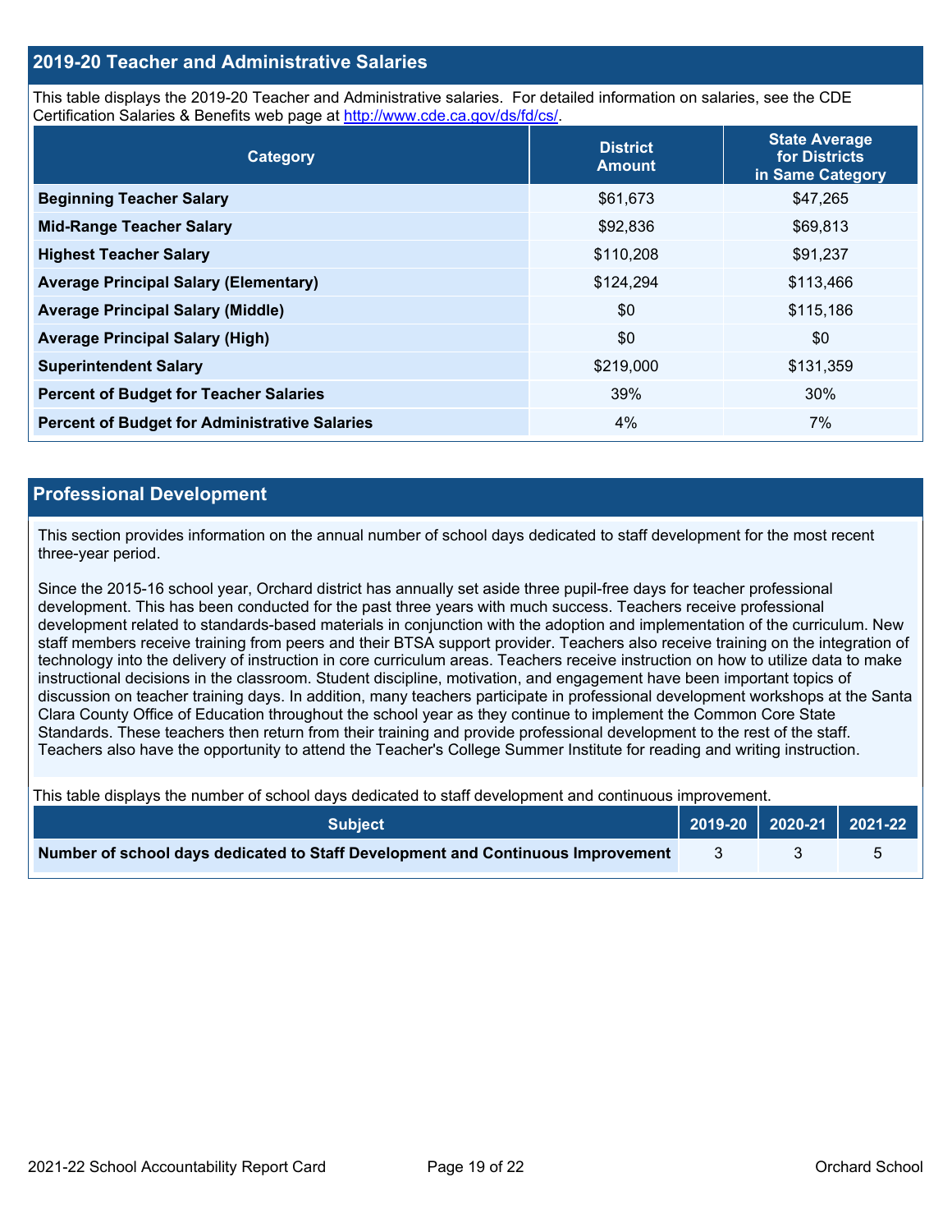## 2019-20 Teacher and Administrative Salaries

This table displays the 2019-20 Teacher and Administrative salaries. For detailed information on salaries, see the CDE Certification Salaries & Benefits web page at http://www.cde.ca.gov/ds/fd/cs/.

| Category | District Amount | State Average for Districts in Same Category |
|---|---|---|
| **Beginning Teacher Salary** | $61,673 | $47,265 |
| **Mid-Range Teacher Salary** | $92,836 | $69,813 |
| **Highest Teacher Salary** | $110,208 | $91,237 |
| **Average Principal Salary (Elementary)** | $124,294 | $113,466 |
| **Average Principal Salary (Middle)** | $0 | $115,186 |
| **Average Principal Salary (High)** | $0 | $0 |
| **Superintendent Salary** | $219,000 | $131,359 |
| **Percent of Budget for Teacher Salaries** | 39% | 30% |
| **Percent of Budget for Administrative Salaries** | 4% | 7% |

## Professional Development

This section provides information on the annual number of school days dedicated to staff development for the most recent three-year period.

Since the 2015-16 school year, Orchard district has annually set aside three pupil-free days for teacher professional development. This has been conducted for the past three years with much success. Teachers receive professional development related to standards-based materials in conjunction with the adoption and implementation of the curriculum. New staff members receive training from peers and their BTSA support provider. Teachers also receive training on the integration of technology into the delivery of instruction in core curriculum areas. Teachers receive instruction on how to utilize data to make instructional decisions in the classroom. Student discipline, motivation, and engagement have been important topics of discussion on teacher training days. In addition, many teachers participate in professional development workshops at the Santa Clara County Office of Education throughout the school year as they continue to implement the Common Core State Standards. These teachers then return from their training and provide professional development to the rest of the staff. Teachers also have the opportunity to attend the Teacher's College Summer Institute for reading and writing instruction.

This table displays the number of school days dedicated to staff development and continuous improvement.

| Subject | 2019-20 | 2020-21 | 2021-22 |
|---|---|---|---|
| **Number of school days dedicated to Staff Development and Continuous Improvement** | 3 | 3 | 5 |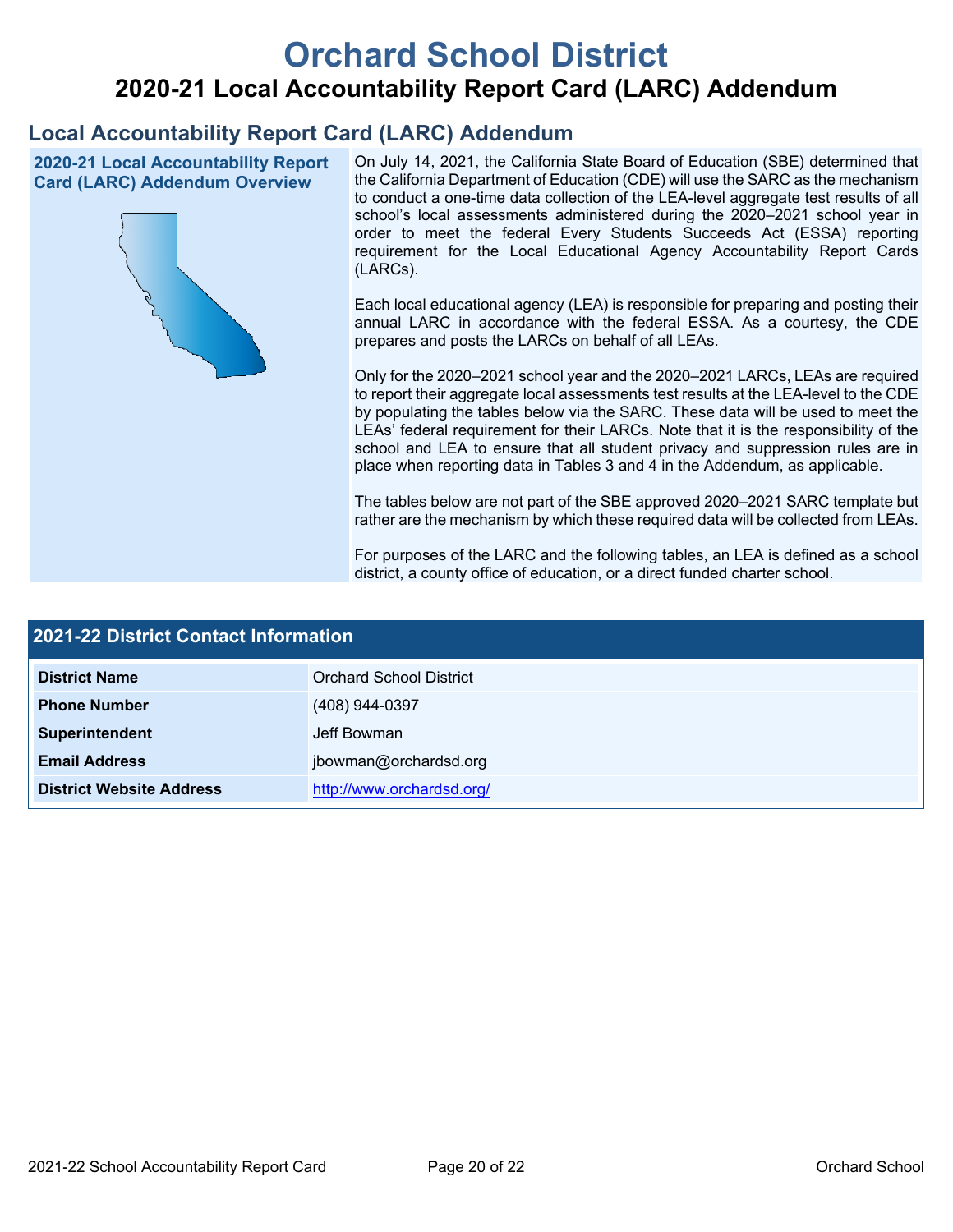# Orchard School District

## 2020-21 Local Accountability Report Card (LARC) Addendum

## Local Accountability Report Card (LARC) Addendum

### 2020-21 Local Accountability Report Card (LARC) Addendum Overview

On July 14, 2021, the California State Board of Education (SBE) determined that the California Department of Education (CDE) will use the SARC as the mechanism to conduct a one-time data collection of the LEA-level aggregate test results of all school's local assessments administered during the 2020–2021 school year in order to meet the federal Every Students Succeeds Act (ESSA) reporting requirement for the Local Educational Agency Accountability Report Cards (LARCs).

Each local educational agency (LEA) is responsible for preparing and posting their annual LARC in accordance with the federal ESSA. As a courtesy, the CDE prepares and posts the LARCs on behalf of all LEAs.

Only for the 2020–2021 school year and the 2020–2021 LARCs, LEAs are required to report their aggregate local assessments test results at the LEA-level to the CDE by populating the tables below via the SARC. These data will be used to meet the LEAs' federal requirement for their LARCs. Note that it is the responsibility of the school and LEA to ensure that all student privacy and suppression rules are in place when reporting data in Tables 3 and 4 in the Addendum, as applicable.

The tables below are not part of the SBE approved 2020–2021 SARC template but rather are the mechanism by which these required data will be collected from LEAs.

For purposes of the LARC and the following tables, an LEA is defined as a school district, a county office of education, or a direct funded charter school.

### 2021-22 District Contact Information

| 2021-22 District Contact Information | |
|---|---|
| **District Name** | Orchard School District |
| **Phone Number** | (408) 944-0397 |
| **Superintendent** | Jeff Bowman |
| **Email Address** | jbowman@orchardsd.org |
| **District Website Address** | http://www.orchardsd.org/ |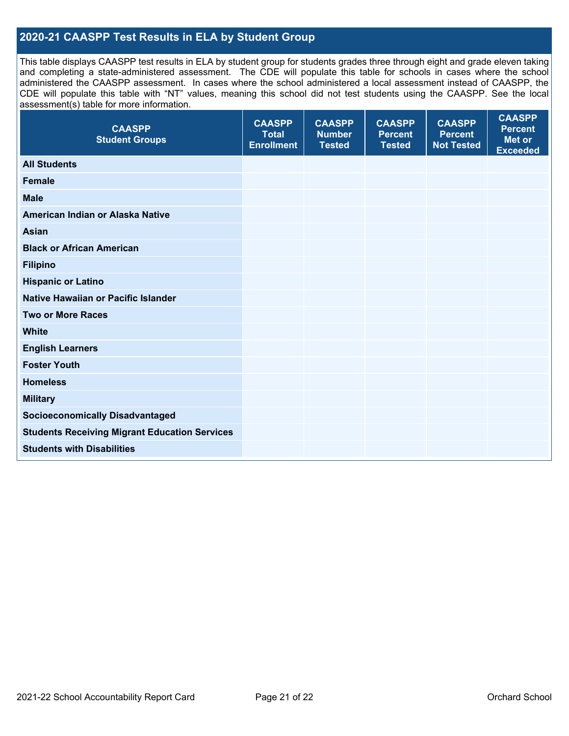## 2020-21 CAASPP Test Results in ELA by Student Group

This table displays CAASPP test results in ELA by student group for students grades three through eight and grade eleven taking and completing a state-administered assessment. The CDE will populate this table for schools in cases where the school administered the CAASPP assessment. In cases where the school administered a local assessment instead of CAASPP, the CDE will populate this table with "NT" values, meaning this school did not test students using the CAASPP. See the local assessment(s) table for more information.

| CAASPP Student Groups | CAASPP Total Enrollment | CAASPP Number Tested | CAASPP Percent Tested | CAASPP Percent Not Tested | CAASPP Percent Met or Exceeded |
|---|---|---|---|---|---|
| **All Students** | | | | | |
| **Female** | | | | | |
| **Male** | | | | | |
| **American Indian or Alaska Native** | | | | | |
| **Asian** | | | | | |
| **Black or African American** | | | | | |
| **Filipino** | | | | | |
| **Hispanic or Latino** | | | | | |
| **Native Hawaiian or Pacific Islander** | | | | | |
| **Two or More Races** | | | | | |
| **White** | | | | | |
| **English Learners** | | | | | |
| **Foster Youth** | | | | | |
| **Homeless** | | | | | |
| **Military** | | | | | |
| **Socioeconomically Disadvantaged** | | | | | |
| **Students Receiving Migrant Education Services** | | | | | |
| **Students with Disabilities** | | | | | |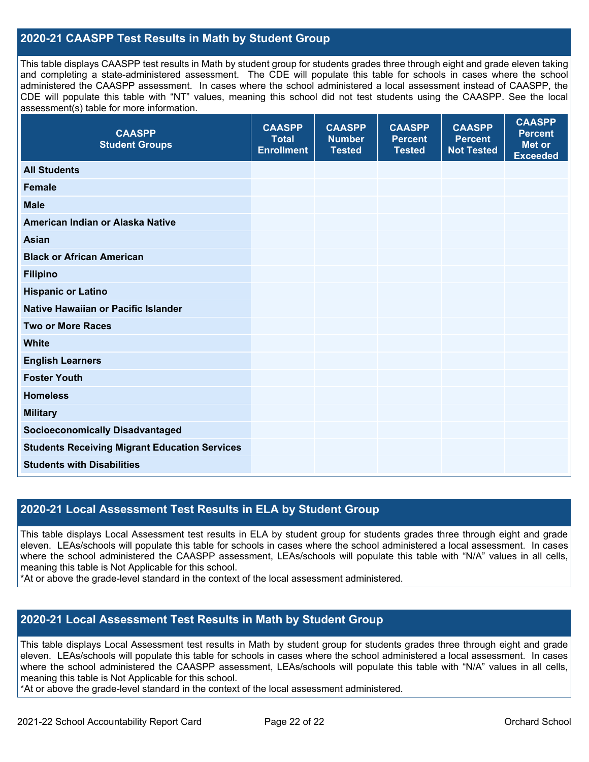## 2020-21 CAASPP Test Results in Math by Student Group

This table displays CAASPP test results in Math by student group for students grades three through eight and grade eleven taking and completing a state-administered assessment. The CDE will populate this table for schools in cases where the school administered the CAASPP assessment. In cases where the school administered a local assessment instead of CAASPP, the CDE will populate this table with "NT" values, meaning this school did not test students using the CAASPP. See the local assessment(s) table for more information.

| CAASPP Student Groups | CAASPP Total Enrollment | CAASPP Number Tested | CAASPP Percent Tested | CAASPP Percent Not Tested | CAASPP Percent Met or Exceeded |
|---|---|---|---|---|---|
| **All Students** | | | | | |
| **Female** | | | | | |
| **Male** | | | | | |
| **American Indian or Alaska Native** | | | | | |
| **Asian** | | | | | |
| **Black or African American** | | | | | |
| **Filipino** | | | | | |
| **Hispanic or Latino** | | | | | |
| **Native Hawaiian or Pacific Islander** | | | | | |
| **Two or More Races** | | | | | |
| **White** | | | | | |
| **English Learners** | | | | | |
| **Foster Youth** | | | | | |
| **Homeless** | | | | | |
| **Military** | | | | | |
| **Socioeconomically Disadvantaged** | | | | | |
| **Students Receiving Migrant Education Services** | | | | | |
| **Students with Disabilities** | | | | | |

## 2020-21 Local Assessment Test Results in ELA by Student Group

This table displays Local Assessment test results in ELA by student group for students grades three through eight and grade eleven. LEAs/schools will populate this table for schools in cases where the school administered a local assessment. In cases where the school administered the CAASPP assessment, LEAs/schools will populate this table with "N/A" values in all cells, meaning this table is Not Applicable for this school.

*At or above the grade-level standard in the context of the local assessment administered.

## 2020-21 Local Assessment Test Results in Math by Student Group

This table displays Local Assessment test results in Math by student group for students grades three through eight and grade eleven. LEAs/schools will populate this table for schools in cases where the school administered a local assessment. In cases where the school administered the CAASPP assessment, LEAs/schools will populate this table with "N/A" values in all cells, meaning this table is Not Applicable for this school.

*At or above the grade-level standard in the context of the local assessment administered.